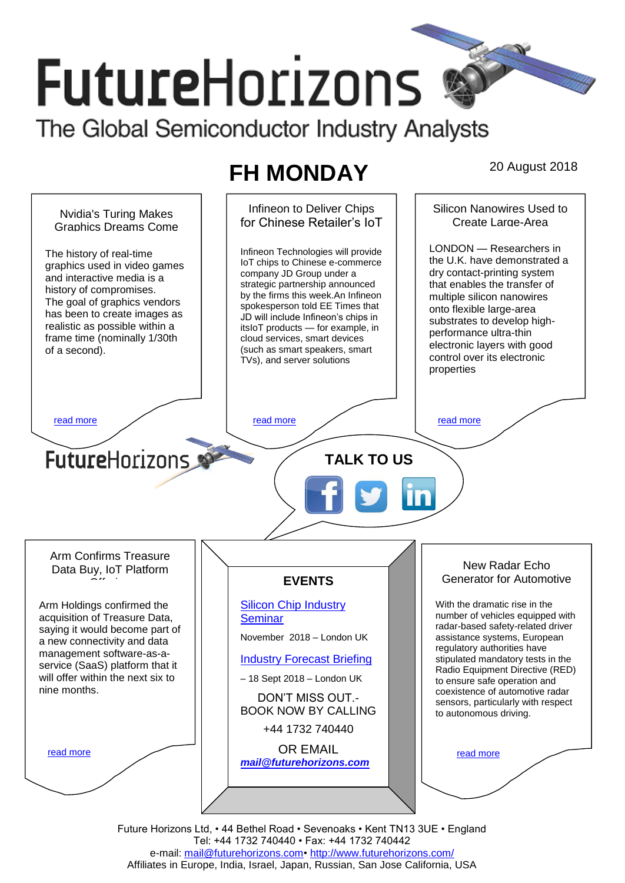# FutureHorizons

The Global Semiconductor Industry Analysts

## FH MONDAY

20 August 2018

### Nvidia's Turing Makes Graphics Dreams Come

The history of real-time graphics used in video games and interactive media is a history of compromises. The goal of graphics vendors has been to create images as realistic as possible within a frame time (nominally 1/30th of a second).

read more

### Infineon to Deliver Chips for Chinese Retailer's IoT

Infineon Technologies will provide IoT chips to Chinese e-commerce company JD Group under a strategic partnership announced by the firms this week.An Infineon spokesperson told EE Times that JD will include Infineon's chips in itsIoT products — for example, in cloud services, smart devices (such as smart speakers, smart TVs), and server solutions

read more

### Silicon Nanowires Used to Create Large-Area

LONDON — Researchers in the U.K. have demonstrated a dry contact-printing system that enables the transfer of multiple silicon nanowires onto flexible large-area substrates to develop high-performance ultra-thin electronic layers with good control over its electronic properties

read more

FutureHorizons

**TALK TO US**

### Arm Confirms Treasure Data Buy, IoT Platform

Arm Holdings confirmed the acquisition of Treasure Data, saying it would become part of a new connectivity and data management software-as-a-service (SaaS) platform that it will offer within the next six to nine months.

read more

### EVENTS

[Silicon Chip Industry Seminar](#)

November 2018 – London UK

[Industry Forecast Briefing](#)

– 18 Sept 2018 – London UK

DON'T MISS OUT.- BOOK NOW BY CALLING

+44 1732 740440

OR EMAIL

***mail@futurehorizons.com***

### New Radar Echo Generator for Automotive

With the dramatic rise in the number of vehicles equipped with radar-based safety-related driver assistance systems, European regulatory authorities have stipulated mandatory tests in the Radio Equipment Directive (RED) to ensure safe operation and coexistence of automotive radar sensors, particularly with respect to autonomous driving.

read more

Future Horizons Ltd, • 44 Bethel Road • Sevenoaks • Kent TN13 3UE • England
Tel: +44 1732 740440 • Fax: +44 1732 740442
e-mail: mail@futurehorizons.com• http://www.futurehorizons.com/
Affiliates in Europe, India, Israel, Japan, Russian, San Jose California, USA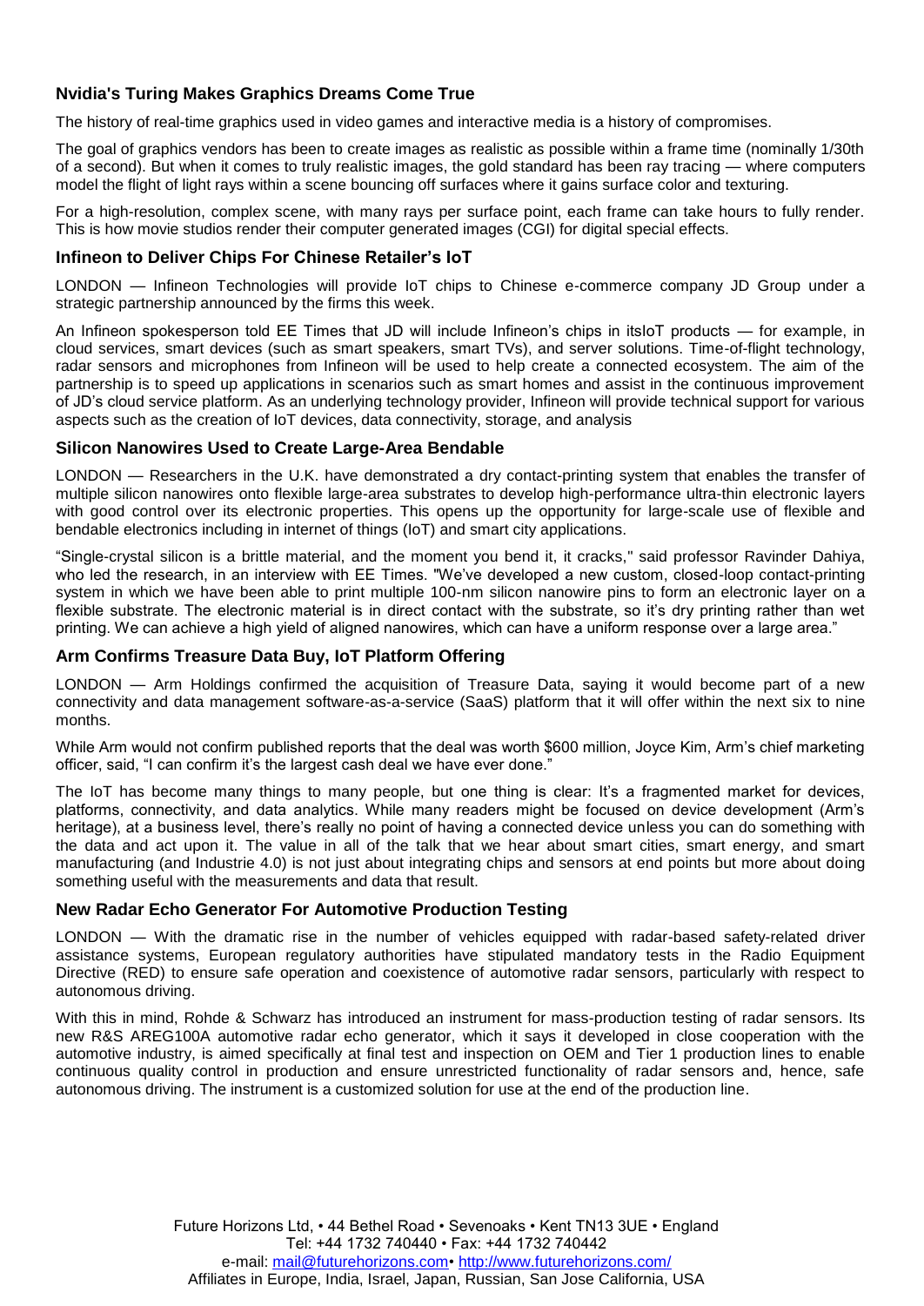### Nvidia's Turing Makes Graphics Dreams Come True

The history of real-time graphics used in video games and interactive media is a history of compromises.

The goal of graphics vendors has been to create images as realistic as possible within a frame time (nominally 1/30th of a second). But when it comes to truly realistic images, the gold standard has been ray tracing — where computers model the flight of light rays within a scene bouncing off surfaces where it gains surface color and texturing.

For a high-resolution, complex scene, with many rays per surface point, each frame can take hours to fully render. This is how movie studios render their computer generated images (CGI) for digital special effects.

### Infineon to Deliver Chips For Chinese Retailer's IoT

LONDON — Infineon Technologies will provide IoT chips to Chinese e-commerce company JD Group under a strategic partnership announced by the firms this week.

An Infineon spokesperson told EE Times that JD will include Infineon's chips in itsIoT products — for example, in cloud services, smart devices (such as smart speakers, smart TVs), and server solutions. Time-of-flight technology, radar sensors and microphones from Infineon will be used to help create a connected ecosystem. The aim of the partnership is to speed up applications in scenarios such as smart homes and assist in the continuous improvement of JD's cloud service platform. As an underlying technology provider, Infineon will provide technical support for various aspects such as the creation of IoT devices, data connectivity, storage, and analysis

### Silicon Nanowires Used to Create Large-Area Bendable

LONDON — Researchers in the U.K. have demonstrated a dry contact-printing system that enables the transfer of multiple silicon nanowires onto flexible large-area substrates to develop high-performance ultra-thin electronic layers with good control over its electronic properties. This opens up the opportunity for large-scale use of flexible and bendable electronics including in internet of things (IoT) and smart city applications.

"Single-crystal silicon is a brittle material, and the moment you bend it, it cracks," said professor Ravinder Dahiya, who led the research, in an interview with EE Times. "We've developed a new custom, closed-loop contact-printing system in which we have been able to print multiple 100-nm silicon nanowire pins to form an electronic layer on a flexible substrate. The electronic material is in direct contact with the substrate, so it's dry printing rather than wet printing. We can achieve a high yield of aligned nanowires, which can have a uniform response over a large area."

### Arm Confirms Treasure Data Buy, IoT Platform Offering

LONDON — Arm Holdings confirmed the acquisition of Treasure Data, saying it would become part of a new connectivity and data management software-as-a-service (SaaS) platform that it will offer within the next six to nine months.

While Arm would not confirm published reports that the deal was worth $600 million, Joyce Kim, Arm's chief marketing officer, said, "I can confirm it's the largest cash deal we have ever done."

The IoT has become many things to many people, but one thing is clear: It's a fragmented market for devices, platforms, connectivity, and data analytics. While many readers might be focused on device development (Arm's heritage), at a business level, there's really no point of having a connected device unless you can do something with the data and act upon it. The value in all of the talk that we hear about smart cities, smart energy, and smart manufacturing (and Industrie 4.0) is not just about integrating chips and sensors at end points but more about doing something useful with the measurements and data that result.

### New Radar Echo Generator For Automotive Production Testing

LONDON — With the dramatic rise in the number of vehicles equipped with radar-based safety-related driver assistance systems, European regulatory authorities have stipulated mandatory tests in the Radio Equipment Directive (RED) to ensure safe operation and coexistence of automotive radar sensors, particularly with respect to autonomous driving.

With this in mind, Rohde & Schwarz has introduced an instrument for mass-production testing of radar sensors. Its new R&S AREG100A automotive radar echo generator, which it says it developed in close cooperation with the automotive industry, is aimed specifically at final test and inspection on OEM and Tier 1 production lines to enable continuous quality control in production and ensure unrestricted functionality of radar sensors and, hence, safe autonomous driving. The instrument is a customized solution for use at the end of the production line.